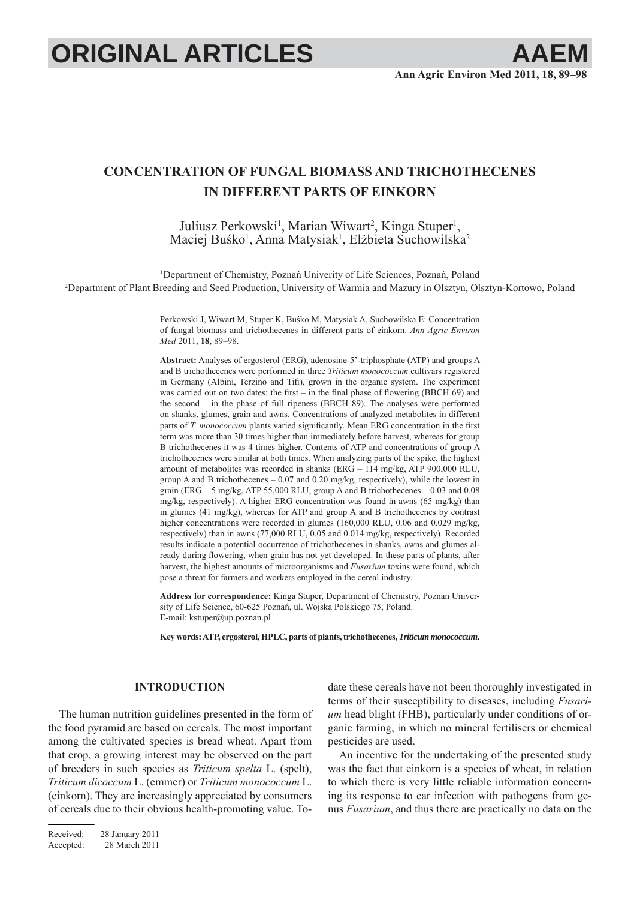# CONCENTRATION OF FUNGAL BIOMASS AND TRICHOTHECENES IN DIFFERENT PARTS OF EINKORN

Juliusz Perkowski[1], Marian Wiwart[2], Kinga Stuper[1], Maciej Buśko[1], Anna Matysiak[1], Elżbieta Suchowilska[2]

[1]Department of Chemistry, Poznań Univerity of Life Sciences, Poznań, Poland
[2]Department of Plant Breeding and Seed Production, University of Warmia and Mazury in Olsztyn, Olsztyn-Kortowo, Poland

Perkowski J, Wiwart M, Stuper K, Buśko M, Matysiak A, Suchowilska E: Concentration of fungal biomass and trichothecenes in different parts of einkorn. *Ann Agric Environ Med* 2011, **18**, 89–98.

**Abstract:** Analyses of ergosterol (ERG), adenosine-5'-triphosphate (ATP) and groups A and B trichothecenes were performed in three *Triticum monococcum* cultivars registered in Germany (Albini, Terzino and Tifi), grown in the organic system. The experiment was carried out on two dates: the first – in the final phase of flowering (BBCH 69) and the second – in the phase of full ripeness (BBCH 89). The analyses were performed on shanks, glumes, grain and awns. Concentrations of analyzed metabolites in different parts of *T. monococcum* plants varied significantly. Mean ERG concentration in the first term was more than 30 times higher than immediately before harvest, whereas for group B trichothecenes it was 4 times higher. Contents of ATP and concentrations of group A trichothecenes were similar at both times. When analyzing parts of the spike, the highest amount of metabolites was recorded in shanks (ERG – 114 mg/kg, ATP 900,000 RLU, group A and B trichothecenes – 0.07 and 0.20 mg/kg, respectively), while the lowest in grain (ERG – 5 mg/kg, ATP 55,000 RLU, group A and B trichothecenes – 0.03 and 0.08 mg/kg, respectively). A higher ERG concentration was found in awns (65 mg/kg) than in glumes (41 mg/kg), whereas for ATP and group A and B trichothecenes by contrast higher concentrations were recorded in glumes (160,000 RLU, 0.06 and 0.029 mg/kg, respectively) than in awns (77,000 RLU, 0.05 and 0.014 mg/kg, respectively). Recorded results indicate a potential occurrence of trichothecenes in shanks, awns and glumes already during flowering, when grain has not yet developed. In these parts of plants, after harvest, the highest amounts of microorganisms and *Fusarium* toxins were found, which pose a threat for farmers and workers employed in the cereal industry.

**Address for correspondence:** Kinga Stuper, Department of Chemistry, Poznan University of Life Science, 60-625 Poznań, ul. Wojska Polskiego 75, Poland.
E-mail: kstuper@up.poznan.pl

**Key words: ATP, ergosterol, HPLC, parts of plants, trichothecenes, *Triticum monococcum*.**

## INTRODUCTION

The human nutrition guidelines presented in the form of the food pyramid are based on cereals. The most important among the cultivated species is bread wheat. Apart from that crop, a growing interest may be observed on the part of breeders in such species as *Triticum spelta* L. (spelt), *Triticum dicoccum* L. (emmer) or *Triticum monococcum* L. (einkorn). They are increasingly appreciated by consumers of cereals due to their obvious health-promoting value. To-date these cereals have not been thoroughly investigated in terms of their susceptibility to diseases, including *Fusarium* head blight (FHB), particularly under conditions of organic farming, in which no mineral fertilisers or chemical pesticides are used.

An incentive for the undertaking of the presented study was the fact that einkorn is a species of wheat, in relation to which there is very little reliable information concerning its response to ear infection with pathogens from genus *Fusarium*, and thus there are practically no data on the

Received: 28 January 2011
Accepted: 28 March 2011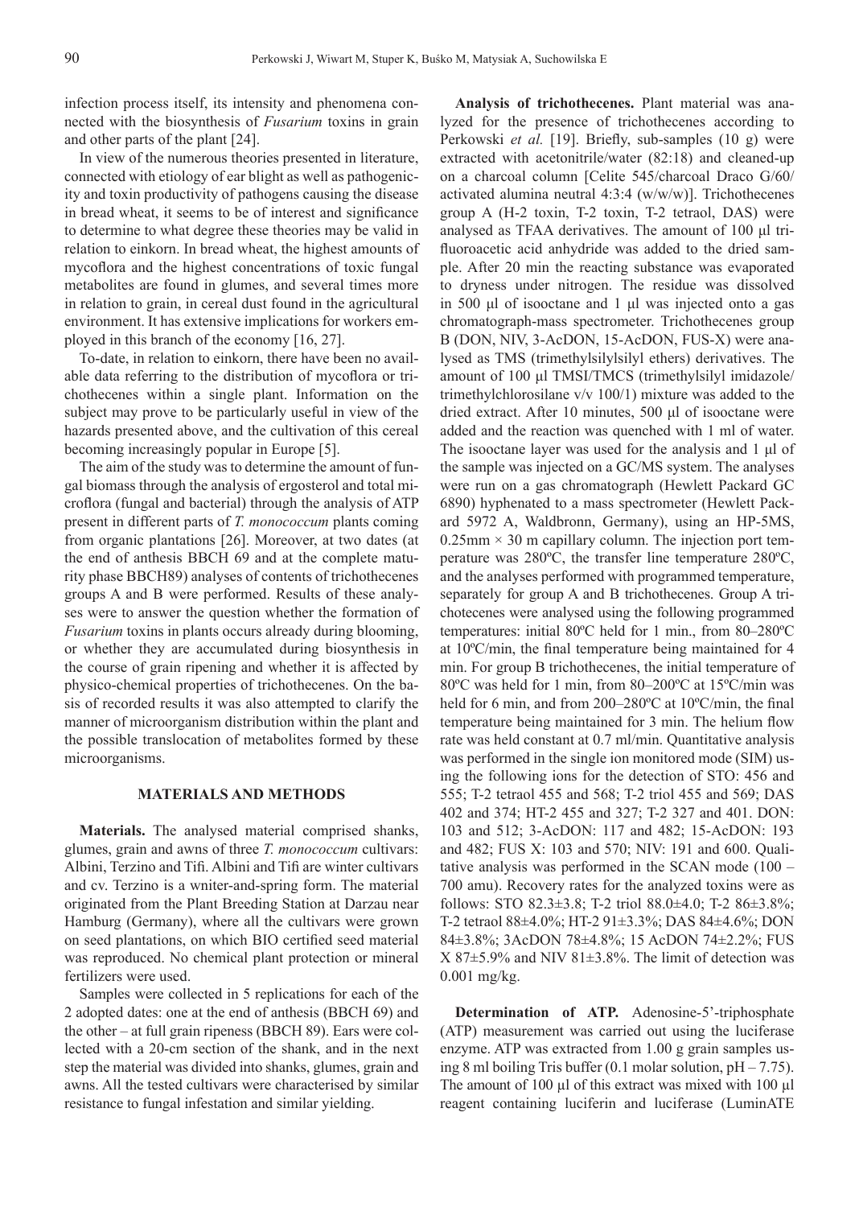infection process itself, its intensity and phenomena connected with the biosynthesis of *Fusarium* toxins in grain and other parts of the plant [24].

In view of the numerous theories presented in literature, connected with etiology of ear blight as well as pathogenicity and toxin productivity of pathogens causing the disease in bread wheat, it seems to be of interest and significance to determine to what degree these theories may be valid in relation to einkorn. In bread wheat, the highest amounts of mycoflora and the highest concentrations of toxic fungal metabolites are found in glumes, and several times more in relation to grain, in cereal dust found in the agricultural environment. It has extensive implications for workers employed in this branch of the economy [16, 27].

To-date, in relation to einkorn, there have been no available data referring to the distribution of mycoflora or trichothecenes within a single plant. Information on the subject may prove to be particularly useful in view of the hazards presented above, and the cultivation of this cereal becoming increasingly popular in Europe [5].

The aim of the study was to determine the amount of fungal biomass through the analysis of ergosterol and total microflora (fungal and bacterial) through the analysis of ATP present in different parts of *T. monococcum* plants coming from organic plantations [26]. Moreover, at two dates (at the end of anthesis BBCH 69 and at the complete maturity phase BBCH89) analyses of contents of trichothecenes groups A and B were performed. Results of these analyses were to answer the question whether the formation of *Fusarium* toxins in plants occurs already during blooming, or whether they are accumulated during biosynthesis in the course of grain ripening and whether it is affected by physico-chemical properties of trichothecenes. On the basis of recorded results it was also attempted to clarify the manner of microorganism distribution within the plant and the possible translocation of metabolites formed by these microorganisms.

## MATERIALS AND METHODS

**Materials.** The analysed material comprised shanks, glumes, grain and awns of three *T. monococcum* cultivars: Albini, Terzino and Tifi. Albini and Tifi are winter cultivars and cv. Terzino is a wniter-and-spring form. The material originated from the Plant Breeding Station at Darzau near Hamburg (Germany), where all the cultivars were grown on seed plantations, on which BIO certified seed material was reproduced. No chemical plant protection or mineral fertilizers were used.

Samples were collected in 5 replications for each of the 2 adopted dates: one at the end of anthesis (BBCH 69) and the other – at full grain ripeness (BBCH 89). Ears were collected with a 20-cm section of the shank, and in the next step the material was divided into shanks, glumes, grain and awns. All the tested cultivars were characterised by similar resistance to fungal infestation and similar yielding.

**Analysis of trichothecenes.** Plant material was analyzed for the presence of trichothecenes according to Perkowski *et al.* [19]. Briefly, sub-samples (10 g) were extracted with acetonitrile/water (82:18) and cleaned-up on a charcoal column [Celite 545/charcoal Draco G/60/activated alumina neutral 4:3:4 (w/w/w)]. Trichothecenes group A (H-2 toxin, T-2 toxin, T-2 tetraol, DAS) were analysed as TFAA derivatives. The amount of 100 µl trifluoroacetic acid anhydride was added to the dried sample. After 20 min the reacting substance was evaporated to dryness under nitrogen. The residue was dissolved in 500 µl of isooctane and 1 µl was injected onto a gas chromatograph-mass spectrometer. Trichothecenes group B (DON, NIV, 3-AcDON, 15-AcDON, FUS-X) were analysed as TMS (trimethylsilylsilyl ethers) derivatives. The amount of 100 µl TMSI/TMCS (trimethylsilyl imidazole/trimethylchlorosilane v/v 100/1) mixture was added to the dried extract. After 10 minutes, 500 µl of isooctane were added and the reaction was quenched with 1 ml of water. The isooctane layer was used for the analysis and 1 µl of the sample was injected on a GC/MS system. The analyses were run on a gas chromatograph (Hewlett Packard GC 6890) hyphenated to a mass spectrometer (Hewlett Packard 5972 A, Waldbronn, Germany), using an HP-5MS, 0.25mm × 30 m capillary column. The injection port temperature was 280ºC, the transfer line temperature 280ºC, and the analyses performed with programmed temperature, separately for group A and B trichothecenes. Group A trichotecenes were analysed using the following programmed temperatures: initial 80ºC held for 1 min., from 80–280ºC at 10ºC/min, the final temperature being maintained for 4 min. For group B trichothecenes, the initial temperature of 80ºC was held for 1 min, from 80–200ºC at 15ºC/min was held for 6 min, and from 200–280ºC at 10ºC/min, the final temperature being maintained for 3 min. The helium flow rate was held constant at 0.7 ml/min. Quantitative analysis was performed in the single ion monitored mode (SIM) using the following ions for the detection of STO: 456 and 555; T-2 tetraol 455 and 568; T-2 triol 455 and 569; DAS 402 and 374; HT-2 455 and 327; T-2 327 and 401. DON: 103 and 512; 3-AcDON: 117 and 482; 15-AcDON: 193 and 482; FUS X: 103 and 570; NIV: 191 and 600. Qualitative analysis was performed in the SCAN mode (100 – 700 amu). Recovery rates for the analyzed toxins were as follows: STO 82.3±3.8; T-2 triol 88.0±4.0; T-2 86±3.8%; T-2 tetraol 88±4.0%; HT-2 91±3.3%; DAS 84±4.6%; DON 84±3.8%; 3AcDON 78±4.8%; 15 AcDON 74±2.2%; FUS X 87±5.9% and NIV 81±3.8%. The limit of detection was 0.001 mg/kg.

**Determination of ATP.** Adenosine-5'-triphosphate (ATP) measurement was carried out using the luciferase enzyme. ATP was extracted from 1.00 g grain samples using 8 ml boiling Tris buffer (0.1 molar solution, pH – 7.75). The amount of 100 µl of this extract was mixed with 100 µl reagent containing luciferin and luciferase (LuminATE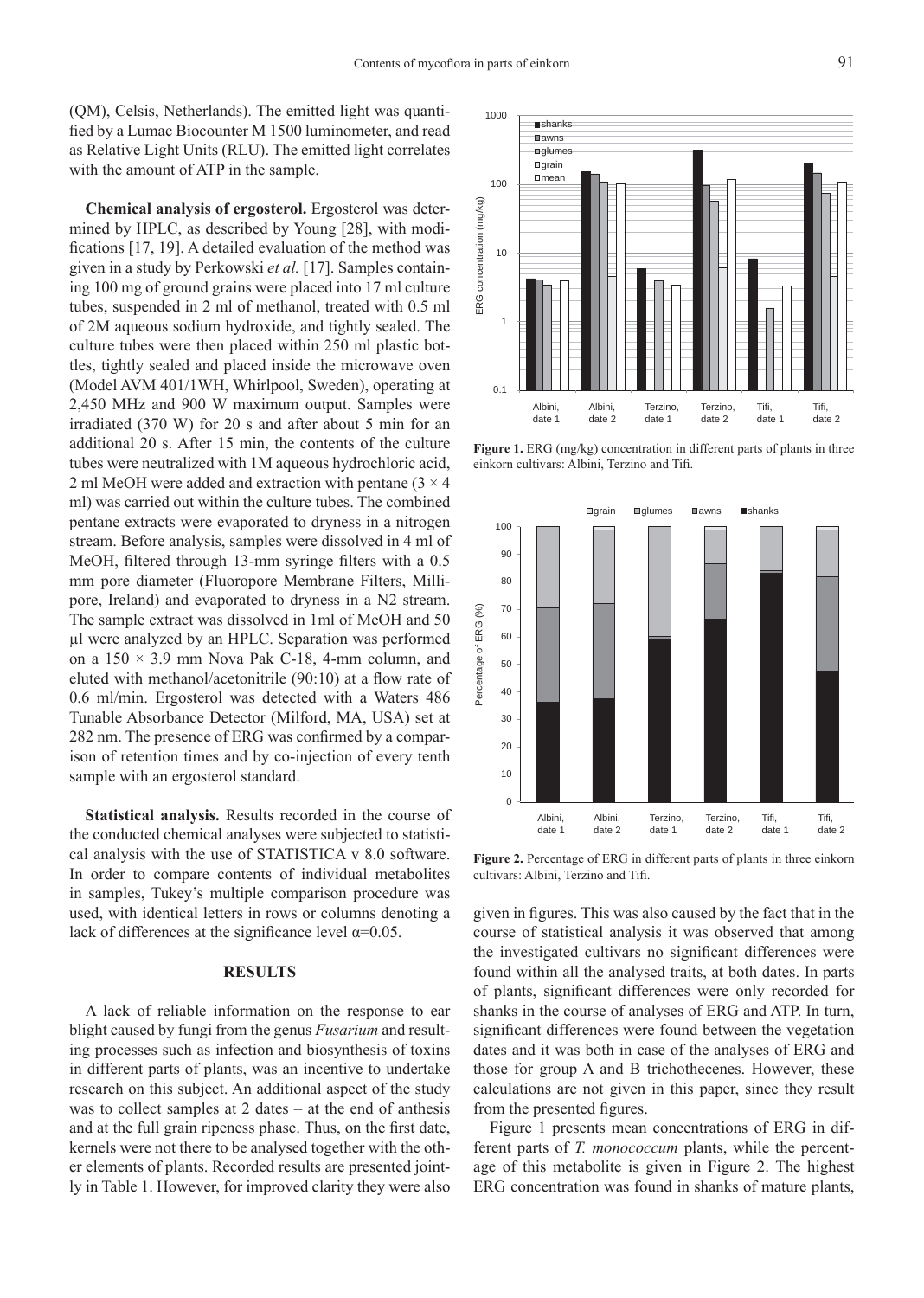(QM), Celsis, Netherlands). The emitted light was quantified by a Lumac Biocounter M 1500 luminometer, and read as Relative Light Units (RLU). The emitted light correlates with the amount of ATP in the sample.

**Chemical analysis of ergosterol.** Ergosterol was determined by HPLC, as described by Young [28], with modifications [17, 19]. A detailed evaluation of the method was given in a study by Perkowski *et al.* [17]. Samples containing 100 mg of ground grains were placed into 17 ml culture tubes, suspended in 2 ml of methanol, treated with 0.5 ml of 2M aqueous sodium hydroxide, and tightly sealed. The culture tubes were then placed within 250 ml plastic bottles, tightly sealed and placed inside the microwave oven (Model AVM 401/1WH, Whirlpool, Sweden), operating at 2,450 MHz and 900 W maximum output. Samples were irradiated (370 W) for 20 s and after about 5 min for an additional 20 s. After 15 min, the contents of the culture tubes were neutralized with 1M aqueous hydrochloric acid, 2 ml MeOH were added and extraction with pentane ($3 \times 4$ ml) was carried out within the culture tubes. The combined pentane extracts were evaporated to dryness in a nitrogen stream. Before analysis, samples were dissolved in 4 ml of MeOH, filtered through 13-mm syringe filters with a 0.5 mm pore diameter (Fluoropore Membrane Filters, Millipore, Ireland) and evaporated to dryness in a $N_2$ stream. The sample extract was dissolved in 1ml of MeOH and 50 µl were analyzed by an HPLC. Separation was performed on a $150 \times 3.9$ mm Nova Pak C-18, 4-mm column, and eluted with methanol/acetonitrile (90:10) at a flow rate of 0.6 ml/min. Ergosterol was detected with a Waters 486 Tunable Absorbance Detector (Milford, MA, USA) set at 282 nm. The presence of ERG was confirmed by a comparison of retention times and by co-injection of every tenth sample with an ergosterol standard.

**Statistical analysis.** Results recorded in the course of the conducted chemical analyses were subjected to statistical analysis with the use of STATISTICA v 8.0 software. In order to compare contents of individual metabolites in samples, Tukey's multiple comparison procedure was used, with identical letters in rows or columns denoting a lack of differences at the significance level $\alpha=0.05$.

## RESULTS

A lack of reliable information on the response to ear blight caused by fungi from the genus *Fusarium* and resulting processes such as infection and biosynthesis of toxins in different parts of plants, was an incentive to undertake research on this subject. An additional aspect of the study was to collect samples at 2 dates – at the end of anthesis and at the full grain ripeness phase. Thus, on the first date, kernels were not there to be analysed together with the other elements of plants. Recorded results are presented jointly in Table 1. However, for improved clarity they were also given in figures. This was also caused by the fact that in the course of statistical analysis it was observed that among the investigated cultivars no significant differences were found within all the analysed traits, at both dates. In parts of plants, significant differences were only recorded for shanks in the course of analyses of ERG and ATP. In turn, significant differences were found between the vegetation dates and it was both in case of the analyses of ERG and those for group A and B trichothecenes. However, these calculations are not given in this paper, since they result from the presented figures.

**Figure 1.** ERG (mg/kg) concentration in different parts of plants in three einkorn cultivars: Albini, Terzino and Tifi.

**Figure 2.** Percentage of ERG in different parts of plants in three einkorn cultivars: Albini, Terzino and Tifi.

Figure 1 presents mean concentrations of ERG in different parts of *T. monococcum* plants, while the percentage of this metabolite is given in Figure 2. The highest ERG concentration was found in shanks of mature plants,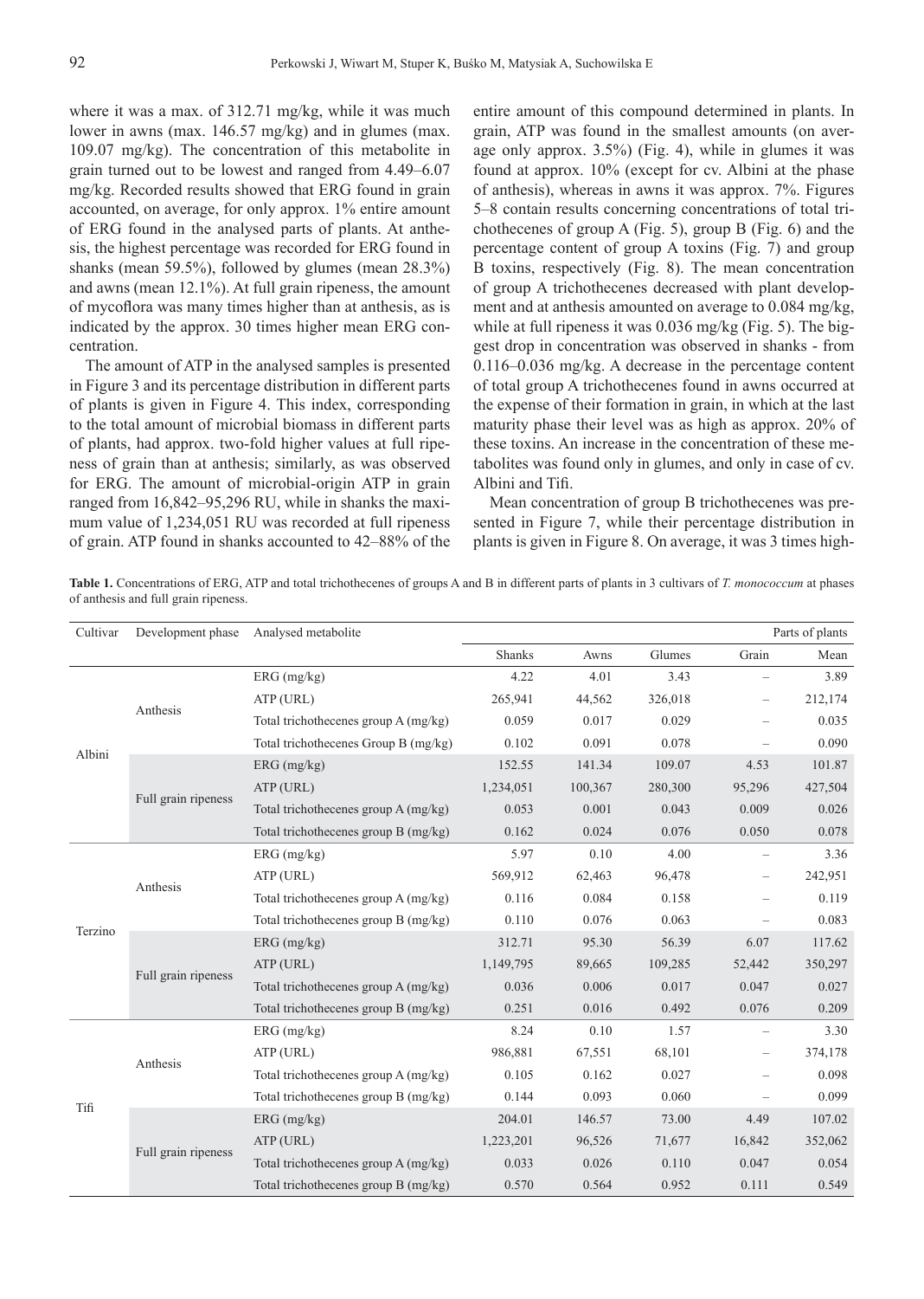where it was a max. of 312.71 mg/kg, while it was much lower in awns (max. 146.57 mg/kg) and in glumes (max. 109.07 mg/kg). The concentration of this metabolite in grain turned out to be lowest and ranged from 4.49–6.07 mg/kg. Recorded results showed that ERG found in grain accounted, on average, for only approx. 1% entire amount of ERG found in the analysed parts of plants. At anthesis, the highest percentage was recorded for ERG found in shanks (mean 59.5%), followed by glumes (mean 28.3%) and awns (mean 12.1%). At full grain ripeness, the amount of mycoflora was many times higher than at anthesis, as is indicated by the approx. 30 times higher mean ERG concentration.

The amount of ATP in the analysed samples is presented in Figure 3 and its percentage distribution in different parts of plants is given in Figure 4. This index, corresponding to the total amount of microbial biomass in different parts of plants, had approx. two-fold higher values at full ripeness of grain than at anthesis; similarly, as was observed for ERG. The amount of microbial-origin ATP in grain ranged from 16,842–95,296 RU, while in shanks the maximum value of 1,234,051 RU was recorded at full ripeness of grain. ATP found in shanks accounted to 42–88% of the entire amount of this compound determined in plants. In grain, ATP was found in the smallest amounts (on average only approx. 3.5%) (Fig. 4), while in glumes it was found at approx. 10% (except for cv. Albini at the phase of anthesis), whereas in awns it was approx. 7%. Figures 5–8 contain results concerning concentrations of total trichothecenes of group A (Fig. 5), group B (Fig. 6) and the percentage content of group A toxins (Fig. 7) and group B toxins, respectively (Fig. 8). The mean concentration of group A trichothecenes decreased with plant development and at anthesis amounted on average to 0.084 mg/kg, while at full ripeness it was 0.036 mg/kg (Fig. 5). The biggest drop in concentration was observed in shanks - from 0.116–0.036 mg/kg. A decrease in the percentage content of total group A trichothecenes found in awns occurred at the expense of their formation in grain, in which at the last maturity phase their level was as high as approx. 20% of these toxins. An increase in the concentration of these metabolites was found only in glumes, and only in case of cv. Albini and Tifi.

Mean concentration of group B trichothecenes was presented in Figure 7, while their percentage distribution in plants is given in Figure 8. On average, it was 3 times high-

**Table 1.** Concentrations of ERG, ATP and total trichothecenes of groups A and B in different parts of plants in 3 cultivars of *T. monococcum* at phases of anthesis and full grain ripeness.

| Cultivar | Development phase | Analysed metabolite | Parts of plants | | | | |
|---|---|---|---|---|---|---|---|
| | | | Shanks | Awns | Glumes | Grain | Mean |
| Albini | Anthesis | ERG (mg/kg) | 4.22 | 4.01 | 3.43 | – | 3.89 |
| | | ATP (URL) | 265,941 | 44,562 | 326,018 | – | 212,174 |
| | | Total trichothecenes group A (mg/kg) | 0.059 | 0.017 | 0.029 | – | 0.035 |
| | | Total trichothecenes Group B (mg/kg) | 0.102 | 0.091 | 0.078 | – | 0.090 |
| | Full grain ripeness | ERG (mg/kg) | 152.55 | 141.34 | 109.07 | 4.53 | 101.87 |
| | | ATP (URL) | 1,234,051 | 100,367 | 280,300 | 95,296 | 427,504 |
| | | Total trichothecenes group A (mg/kg) | 0.053 | 0.001 | 0.043 | 0.009 | 0.026 |
| | | Total trichothecenes group B (mg/kg) | 0.162 | 0.024 | 0.076 | 0.050 | 0.078 |
| Terzino | Anthesis | ERG (mg/kg) | 5.97 | 0.10 | 4.00 | – | 3.36 |
| | | ATP (URL) | 569,912 | 62,463 | 96,478 | – | 242,951 |
| | | Total trichothecenes group A (mg/kg) | 0.116 | 0.084 | 0.158 | – | 0.119 |
| | | Total trichothecenes group B (mg/kg) | 0.110 | 0.076 | 0.063 | – | 0.083 |
| | Full grain ripeness | ERG (mg/kg) | 312.71 | 95.30 | 56.39 | 6.07 | 117.62 |
| | | ATP (URL) | 1,149,795 | 89,665 | 109,285 | 52,442 | 350,297 |
| | | Total trichothecenes group A (mg/kg) | 0.036 | 0.006 | 0.017 | 0.047 | 0.027 |
| | | Total trichothecenes group B (mg/kg) | 0.251 | 0.016 | 0.492 | 0.076 | 0.209 |
| Tifi | Anthesis | ERG (mg/kg) | 8.24 | 0.10 | 1.57 | – | 3.30 |
| | | ATP (URL) | 986,881 | 67,551 | 68,101 | – | 374,178 |
| | | Total trichothecenes group A (mg/kg) | 0.105 | 0.162 | 0.027 | – | 0.098 |
| | | Total trichothecenes group B (mg/kg) | 0.144 | 0.093 | 0.060 | – | 0.099 |
| | Full grain ripeness | ERG (mg/kg) | 204.01 | 146.57 | 73.00 | 4.49 | 107.02 |
| | | ATP (URL) | 1,223,201 | 96,526 | 71,677 | 16,842 | 352,062 |
| | | Total trichothecenes group A (mg/kg) | 0.033 | 0.026 | 0.110 | 0.047 | 0.054 |
| | | Total trichothecenes group B (mg/kg) | 0.570 | 0.564 | 0.952 | 0.111 | 0.549 |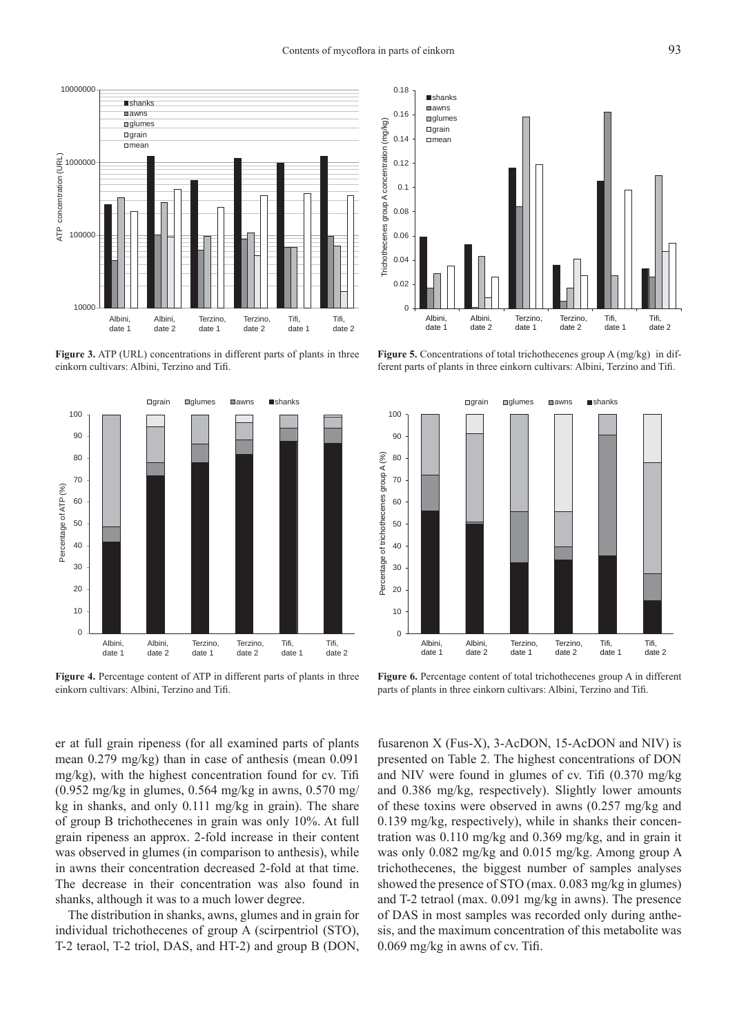**Figure 3.** ATP (URL) concentrations in different parts of plants in three einkorn cultivars: Albini, Terzino and Tifi.

**Figure 5.** Concentrations of total trichothecenes group A (mg/kg) in different parts of plants in three einkorn cultivars: Albini, Terzino and Tifi.

**Figure 4.** Percentage content of ATP in different parts of plants in three einkorn cultivars: Albini, Terzino and Tifi.

**Figure 6.** Percentage content of total trichothecenes group A in different parts of plants in three einkorn cultivars: Albini, Terzino and Tifi.

er at full grain ripeness (for all examined parts of plants mean 0.279 mg/kg) than in case of anthesis (mean 0.091 mg/kg), with the highest concentration found for cv. Tifi (0.952 mg/kg in glumes, 0.564 mg/kg in awns, 0.570 mg/kg in shanks, and only 0.111 mg/kg in grain). The share of group B trichothecenes in grain was only 10%. At full grain ripeness an approx. 2-fold increase in their content was observed in glumes (in comparison to anthesis), while in awns their concentration decreased 2-fold at that time. The decrease in their concentration was also found in shanks, although it was to a much lower degree.

The distribution in shanks, awns, glumes and in grain for individual trichothecenes of group A (scirpentriol (STO), T-2 teraol, T-2 triol, DAS, and HT-2) and group B (DON, fusarenon X (Fus-X), 3-AcDON, 15-AcDON and NIV) is presented on Table 2. The highest concentrations of DON and NIV were found in glumes of cv. Tifi (0.370 mg/kg and 0.386 mg/kg, respectively). Slightly lower amounts of these toxins were observed in awns (0.257 mg/kg and 0.139 mg/kg, respectively), while in shanks their concentration was 0.110 mg/kg and 0.369 mg/kg, and in grain it was only 0.082 mg/kg and 0.015 mg/kg. Among group A trichothecenes, the biggest number of samples analyses showed the presence of STO (max. 0.083 mg/kg in glumes) and T-2 tetraol (max. 0.091 mg/kg in awns). The presence of DAS in most samples was recorded only during anthesis, and the maximum concentration of this metabolite was 0.069 mg/kg in awns of cv. Tifi.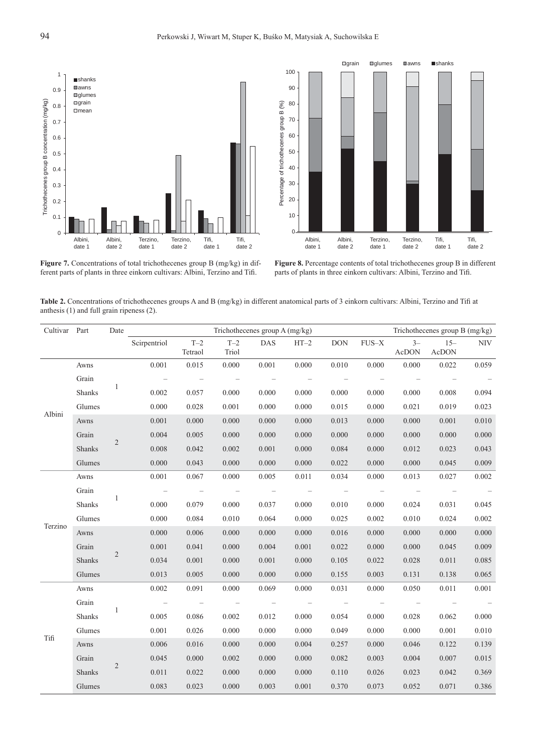**Figure 7.** Concentrations of total trichothecenes group B (mg/kg) in different parts of plants in three einkorn cultivars: Albini, Terzino and Tifi.

**Figure 8.** Percentage contents of total trichothecenes group B in different parts of plants in three einkorn cultivars: Albini, Terzino and Tifi.

**Table 2.** Concentrations of trichothecenes groups A and B (mg/kg) in different anatomical parts of 3 einkorn cultivars: Albini, Terzino and Tifi at anthesis (1) and full grain ripeness (2).

| Cultivar | Part | Date | Trichothecenes group A (mg/kg) | | | | | Trichothecenes group B (mg/kg) | | | | |
|---|---|---|---|---|---|---|---|---|---|---|---|---|
| | | | Scirpentriol | T–2 Tetraol | T–2 Triol | DAS | HT–2 | DON | FUS–X | 3–AcDON | 15–AcDON | NIV |
| Albini | Awns | 1 | 0.001 | 0.015 | 0.000 | 0.001 | 0.000 | 0.010 | 0.000 | 0.000 | 0.022 | 0.059 |
| | Grain | | – | – | – | – | – | – | – | – | – | – |
| | Shanks | | 0.002 | 0.057 | 0.000 | 0.000 | 0.000 | 0.000 | 0.000 | 0.000 | 0.008 | 0.094 |
| | Glumes | | 0.000 | 0.028 | 0.001 | 0.000 | 0.000 | 0.015 | 0.000 | 0.021 | 0.019 | 0.023 |
| | Awns | 2 | 0.001 | 0.000 | 0.000 | 0.000 | 0.000 | 0.013 | 0.000 | 0.000 | 0.001 | 0.010 |
| | Grain | | 0.004 | 0.005 | 0.000 | 0.000 | 0.000 | 0.000 | 0.000 | 0.000 | 0.000 | 0.000 |
| | Shanks | | 0.008 | 0.042 | 0.002 | 0.001 | 0.000 | 0.084 | 0.000 | 0.012 | 0.023 | 0.043 |
| | Glumes | | 0.000 | 0.043 | 0.000 | 0.000 | 0.000 | 0.022 | 0.000 | 0.000 | 0.045 | 0.009 |
| Terzino | Awns | 1 | 0.001 | 0.067 | 0.000 | 0.005 | 0.011 | 0.034 | 0.000 | 0.013 | 0.027 | 0.002 |
| | Grain | | – | – | – | – | – | – | – | – | – | – |
| | Shanks | | 0.000 | 0.079 | 0.000 | 0.037 | 0.000 | 0.010 | 0.000 | 0.024 | 0.031 | 0.045 |
| | Glumes | | 0.000 | 0.084 | 0.010 | 0.064 | 0.000 | 0.025 | 0.002 | 0.010 | 0.024 | 0.002 |
| | Awns | 2 | 0.000 | 0.006 | 0.000 | 0.000 | 0.000 | 0.016 | 0.000 | 0.000 | 0.000 | 0.000 |
| | Grain | | 0.001 | 0.041 | 0.000 | 0.004 | 0.001 | 0.022 | 0.000 | 0.000 | 0.045 | 0.009 |
| | Shanks | | 0.034 | 0.001 | 0.000 | 0.001 | 0.000 | 0.105 | 0.022 | 0.028 | 0.011 | 0.085 |
| | Glumes | | 0.013 | 0.005 | 0.000 | 0.000 | 0.000 | 0.155 | 0.003 | 0.131 | 0.138 | 0.065 |
| Tifi | Awns | 1 | 0.002 | 0.091 | 0.000 | 0.069 | 0.000 | 0.031 | 0.000 | 0.050 | 0.011 | 0.001 |
| | Grain | | – | – | – | – | – | – | – | – | – | – |
| | Shanks | | 0.005 | 0.086 | 0.002 | 0.012 | 0.000 | 0.054 | 0.000 | 0.028 | 0.062 | 0.000 |
| | Glumes | | 0.001 | 0.026 | 0.000 | 0.000 | 0.000 | 0.049 | 0.000 | 0.000 | 0.001 | 0.010 |
| | Awns | 2 | 0.006 | 0.016 | 0.000 | 0.000 | 0.004 | 0.257 | 0.000 | 0.046 | 0.122 | 0.139 |
| | Grain | | 0.045 | 0.000 | 0.002 | 0.000 | 0.000 | 0.082 | 0.003 | 0.004 | 0.007 | 0.015 |
| | Shanks | | 0.011 | 0.022 | 0.000 | 0.000 | 0.000 | 0.110 | 0.026 | 0.023 | 0.042 | 0.369 |
| | Glumes | | 0.083 | 0.023 | 0.000 | 0.003 | 0.001 | 0.370 | 0.073 | 0.052 | 0.071 | 0.386 |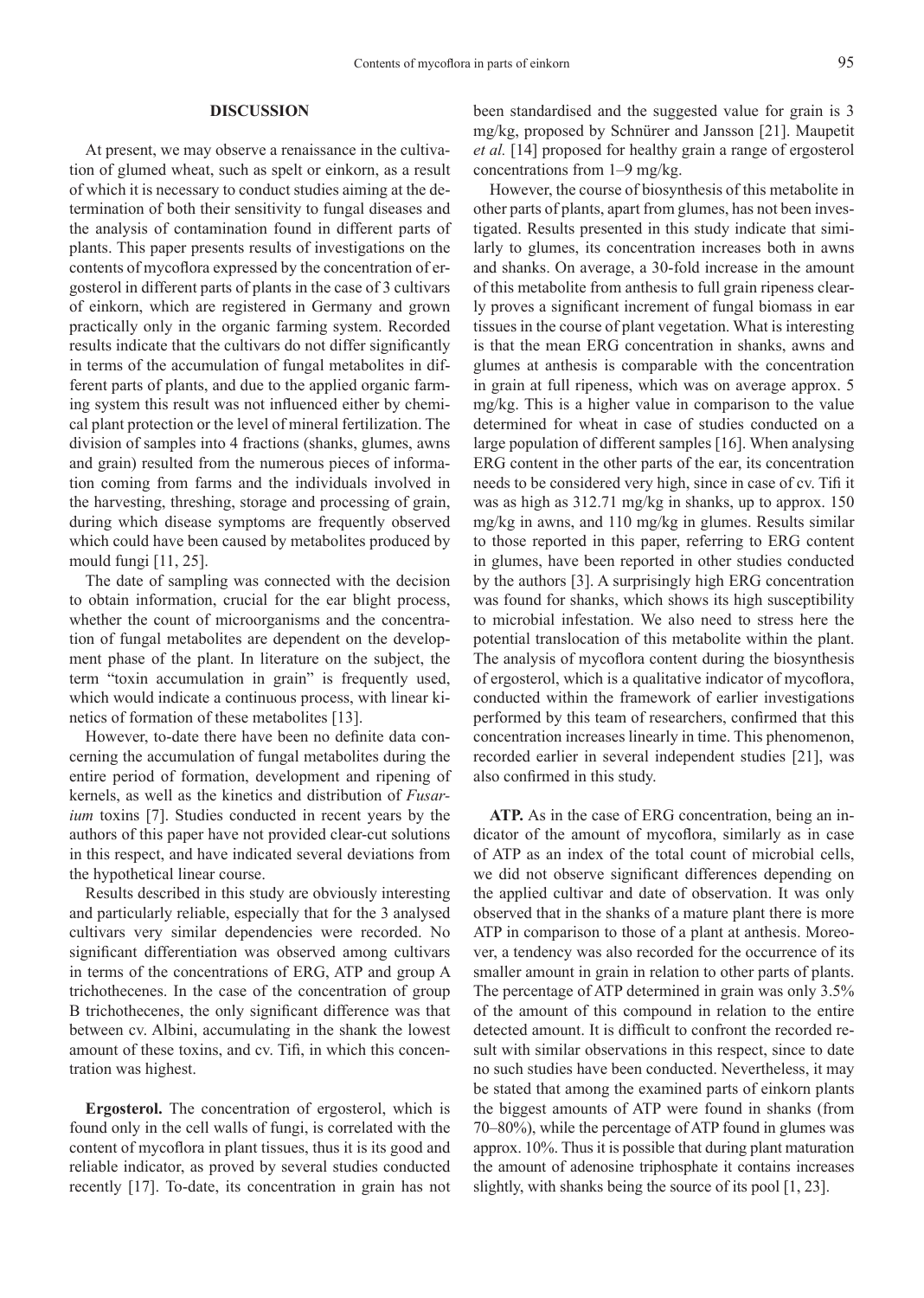## DISCUSSION

At present, we may observe a renaissance in the cultivation of glumed wheat, such as spelt or einkorn, as a result of which it is necessary to conduct studies aiming at the determination of both their sensitivity to fungal diseases and the analysis of contamination found in different parts of plants. This paper presents results of investigations on the contents of mycoflora expressed by the concentration of ergosterol in different parts of plants in the case of 3 cultivars of einkorn, which are registered in Germany and grown practically only in the organic farming system. Recorded results indicate that the cultivars do not differ significantly in terms of the accumulation of fungal metabolites in different parts of plants, and due to the applied organic farming system this result was not influenced either by chemical plant protection or the level of mineral fertilization. The division of samples into 4 fractions (shanks, glumes, awns and grain) resulted from the numerous pieces of information coming from farms and the individuals involved in the harvesting, threshing, storage and processing of grain, during which disease symptoms are frequently observed which could have been caused by metabolites produced by mould fungi [11, 25].

The date of sampling was connected with the decision to obtain information, crucial for the ear blight process, whether the count of microorganisms and the concentration of fungal metabolites are dependent on the development phase of the plant. In literature on the subject, the term "toxin accumulation in grain" is frequently used, which would indicate a continuous process, with linear kinetics of formation of these metabolites [13].

However, to-date there have been no definite data concerning the accumulation of fungal metabolites during the entire period of formation, development and ripening of kernels, as well as the kinetics and distribution of *Fusarium* toxins [7]. Studies conducted in recent years by the authors of this paper have not provided clear-cut solutions in this respect, and have indicated several deviations from the hypothetical linear course.

Results described in this study are obviously interesting and particularly reliable, especially that for the 3 analysed cultivars very similar dependencies were recorded. No significant differentiation was observed among cultivars in terms of the concentrations of ERG, ATP and group A trichothecenes. In the case of the concentration of group B trichothecenes, the only significant difference was that between cv. Albini, accumulating in the shank the lowest amount of these toxins, and cv. Tifi, in which this concentration was highest.

**Ergosterol.** The concentration of ergosterol, which is found only in the cell walls of fungi, is correlated with the content of mycoflora in plant tissues, thus it is its good and reliable indicator, as proved by several studies conducted recently [17]. To-date, its concentration in grain has not been standardised and the suggested value for grain is 3 mg/kg, proposed by Schnürer and Jansson [21]. Maupetit *et al.* [14] proposed for healthy grain a range of ergosterol concentrations from 1–9 mg/kg.

However, the course of biosynthesis of this metabolite in other parts of plants, apart from glumes, has not been investigated. Results presented in this study indicate that similarly to glumes, its concentration increases both in awns and shanks. On average, a 30-fold increase in the amount of this metabolite from anthesis to full grain ripeness clearly proves a significant increment of fungal biomass in ear tissues in the course of plant vegetation. What is interesting is that the mean ERG concentration in shanks, awns and glumes at anthesis is comparable with the concentration in grain at full ripeness, which was on average approx. 5 mg/kg. This is a higher value in comparison to the value determined for wheat in case of studies conducted on a large population of different samples [16]. When analysing ERG content in the other parts of the ear, its concentration needs to be considered very high, since in case of cv. Tifi it was as high as 312.71 mg/kg in shanks, up to approx. 150 mg/kg in awns, and 110 mg/kg in glumes. Results similar to those reported in this paper, referring to ERG content in glumes, have been reported in other studies conducted by the authors [3]. A surprisingly high ERG concentration was found for shanks, which shows its high susceptibility to microbial infestation. We also need to stress here the potential translocation of this metabolite within the plant. The analysis of mycoflora content during the biosynthesis of ergosterol, which is a qualitative indicator of mycoflora, conducted within the framework of earlier investigations performed by this team of researchers, confirmed that this concentration increases linearly in time. This phenomenon, recorded earlier in several independent studies [21], was also confirmed in this study.

**ATP.** As in the case of ERG concentration, being an indicator of the amount of mycoflora, similarly as in case of ATP as an index of the total count of microbial cells, we did not observe significant differences depending on the applied cultivar and date of observation. It was only observed that in the shanks of a mature plant there is more ATP in comparison to those of a plant at anthesis. Moreover, a tendency was also recorded for the occurrence of its smaller amount in grain in relation to other parts of plants. The percentage of ATP determined in grain was only 3.5% of the amount of this compound in relation to the entire detected amount. It is difficult to confront the recorded result with similar observations in this respect, since to date no such studies have been conducted. Nevertheless, it may be stated that among the examined parts of einkorn plants the biggest amounts of ATP were found in shanks (from 70–80%), while the percentage of ATP found in glumes was approx. 10%. Thus it is possible that during plant maturation the amount of adenosine triphosphate it contains increases slightly, with shanks being the source of its pool [1, 23].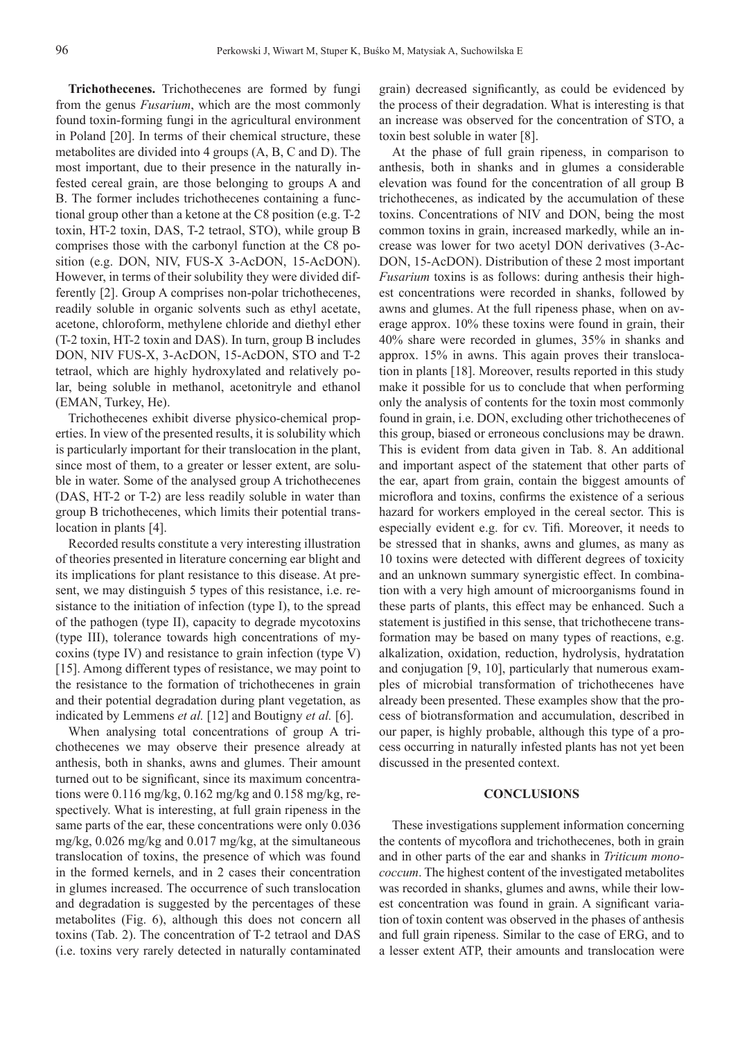**Trichothecenes.** Trichothecenes are formed by fungi from the genus *Fusarium*, which are the most commonly found toxin-forming fungi in the agricultural environment in Poland [20]. In terms of their chemical structure, these metabolites are divided into 4 groups (A, B, C and D). The most important, due to their presence in the naturally infested cereal grain, are those belonging to groups A and B. The former includes trichothecenes containing a functional group other than a ketone at the C8 position (e.g. T-2 toxin, HT-2 toxin, DAS, T-2 tetraol, STO), while group B comprises those with the carbonyl function at the C8 position (e.g. DON, NIV, FUS-X 3-AcDON, 15-AcDON). However, in terms of their solubility they were divided differently [2]. Group A comprises non-polar trichothecenes, readily soluble in organic solvents such as ethyl acetate, acetone, chloroform, methylene chloride and diethyl ether (T-2 toxin, HT-2 toxin and DAS). In turn, group B includes DON, NIV FUS-X, 3-AcDON, 15-AcDON, STO and T-2 tetraol, which are highly hydroxylated and relatively polar, being soluble in methanol, acetonitryle and ethanol (EMAN, Turkey, He).

Trichothecenes exhibit diverse physico-chemical properties. In view of the presented results, it is solubility which is particularly important for their translocation in the plant, since most of them, to a greater or lesser extent, are soluble in water. Some of the analysed group A trichothecenes (DAS, HT-2 or T-2) are less readily soluble in water than group B trichothecenes, which limits their potential translocation in plants [4].

Recorded results constitute a very interesting illustration of theories presented in literature concerning ear blight and its implications for plant resistance to this disease. At present, we may distinguish 5 types of this resistance, i.e. resistance to the initiation of infection (type I), to the spread of the pathogen (type II), capacity to degrade mycotoxins (type III), tolerance towards high concentrations of mycoxins (type IV) and resistance to grain infection (type V) [15]. Among different types of resistance, we may point to the resistance to the formation of trichothecenes in grain and their potential degradation during plant vegetation, as indicated by Lemmens *et al.* [12] and Boutigny *et al.* [6].

When analysing total concentrations of group A trichothecenes we may observe their presence already at anthesis, both in shanks, awns and glumes. Their amount turned out to be significant, since its maximum concentrations were 0.116 mg/kg, 0.162 mg/kg and 0.158 mg/kg, respectively. What is interesting, at full grain ripeness in the same parts of the ear, these concentrations were only 0.036 mg/kg, 0.026 mg/kg and 0.017 mg/kg, at the simultaneous translocation of toxins, the presence of which was found in the formed kernels, and in 2 cases their concentration in glumes increased. The occurrence of such translocation and degradation is suggested by the percentages of these metabolites (Fig. 6), although this does not concern all toxins (Tab. 2). The concentration of T-2 tetraol and DAS (i.e. toxins very rarely detected in naturally contaminated grain) decreased significantly, as could be evidenced by the process of their degradation. What is interesting is that an increase was observed for the concentration of STO, a toxin best soluble in water [8].

At the phase of full grain ripeness, in comparison to anthesis, both in shanks and in glumes a considerable elevation was found for the concentration of all group B trichothecenes, as indicated by the accumulation of these toxins. Concentrations of NIV and DON, being the most common toxins in grain, increased markedly, while an increase was lower for two acetyl DON derivatives (3-AcDON, 15-AcDON). Distribution of these 2 most important *Fusarium* toxins is as follows: during anthesis their highest concentrations were recorded in shanks, followed by awns and glumes. At the full ripeness phase, when on average approx. 10% these toxins were found in grain, their 40% share were recorded in glumes, 35% in shanks and approx. 15% in awns. This again proves their translocation in plants [18]. Moreover, results reported in this study make it possible for us to conclude that when performing only the analysis of contents for the toxin most commonly found in grain, i.e. DON, excluding other trichothecenes of this group, biased or erroneous conclusions may be drawn. This is evident from data given in Tab. 8. An additional and important aspect of the statement that other parts of the ear, apart from grain, contain the biggest amounts of microflora and toxins, confirms the existence of a serious hazard for workers employed in the cereal sector. This is especially evident e.g. for cv. Tifi. Moreover, it needs to be stressed that in shanks, awns and glumes, as many as 10 toxins were detected with different degrees of toxicity and an unknown summary synergistic effect. In combination with a very high amount of microorganisms found in these parts of plants, this effect may be enhanced. Such a statement is justified in this sense, that trichothecene transformation may be based on many types of reactions, e.g. alkalization, oxidation, reduction, hydrolysis, hydratation and conjugation [9, 10], particularly that numerous examples of microbial transformation of trichothecenes have already been presented. These examples show that the process of biotransformation and accumulation, described in our paper, is highly probable, although this type of a process occurring in naturally infested plants has not yet been discussed in the presented context.

## CONCLUSIONS

These investigations supplement information concerning the contents of mycoflora and trichothecenes, both in grain and in other parts of the ear and shanks in *Triticum monococcum*. The highest content of the investigated metabolites was recorded in shanks, glumes and awns, while their lowest concentration was found in grain. A significant variation of toxin content was observed in the phases of anthesis and full grain ripeness. Similar to the case of ERG, and to a lesser extent ATP, their amounts and translocation were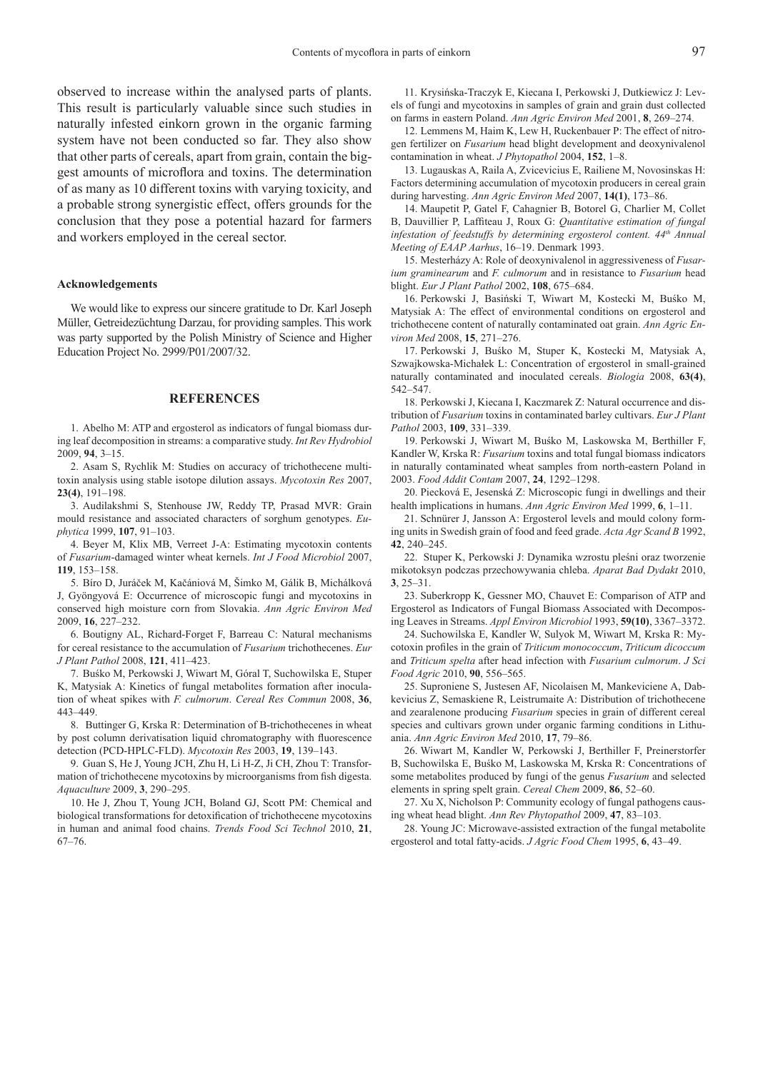observed to increase within the analysed parts of plants. This result is particularly valuable since such studies in naturally infested einkorn grown in the organic farming system have not been conducted so far. They also show that other parts of cereals, apart from grain, contain the biggest amounts of microflora and toxins. The determination of as many as 10 different toxins with varying toxicity, and a probable strong synergistic effect, offers grounds for the conclusion that they pose a potential hazard for farmers and workers employed in the cereal sector.

#### Acknowledgements

We would like to express our sincere gratitude to Dr. Karl Joseph Müller, Getreidezüchtung Darzau, for providing samples. This work was party supported by the Polish Ministry of Science and Higher Education Project No. 2999/P01/2007/32.

## REFERENCES

1. Abelho M: ATP and ergosterol as indicators of fungal biomass during leaf decomposition in streams: a comparative study. *Int Rev Hydrobiol* 2009, **94**, 3–15.

2. Asam S, Rychlik M: Studies on accuracy of trichothecene multitoxin analysis using stable isotope dilution assays. *Mycotoxin Res* 2007, **23(4)**, 191–198.

3. Audilakshmi S, Stenhouse JW, Reddy TP, Prasad MVR: Grain mould resistance and associated characters of sorghum genotypes. *Euphytica* 1999, **107**, 91–103.

4. Beyer M, Klix MB, Verreet J-A: Estimating mycotoxin contents of *Fusarium*-damaged winter wheat kernels. *Int J Food Microbiol* 2007, **119**, 153–158.

5. Bíro D, Juráček M, Kačániová M, Šimko M, Gálik B, Michálková J, Gyöngyová E: Occurrence of microscopic fungi and mycotoxins in conserved high moisture corn from Slovakia. *Ann Agric Environ Med* 2009, **16**, 227–232.

6. Boutigny AL, Richard-Forget F, Barreau C: Natural mechanisms for cereal resistance to the accumulation of *Fusarium* trichothecenes. *Eur J Plant Pathol* 2008, **121**, 411–423.

7. Buśko M, Perkowski J, Wiwart M, Góral T, Suchowilska E, Stuper K, Matysiak A: Kinetics of fungal metabolites formation after inoculation of wheat spikes with *F. culmorum*. *Cereal Res Commun* 2008, **36**, 443–449.

8. Buttinger G, Krska R: Determination of B-trichothecenes in wheat by post column derivatisation liquid chromatography with fluorescence detection (PCD-HPLC-FLD). *Mycotoxin Res* 2003, **19**, 139–143.

9. Guan S, He J, Young JCH, Zhu H, Li H-Z, Ji CH, Zhou T: Transformation of trichothecene mycotoxins by microorganisms from fish digesta. *Aquaculture* 2009, **3**, 290–295.

10. He J, Zhou T, Young JCH, Boland GJ, Scott PM: Chemical and biological transformations for detoxification of trichothecene mycotoxins in human and animal food chains. *Trends Food Sci Technol* 2010, **21**, 67–76.

11. Krysińska-Traczyk E, Kiecana I, Perkowski J, Dutkiewicz J: Levels of fungi and mycotoxins in samples of grain and grain dust collected on farms in eastern Poland. *Ann Agric Environ Med* 2001, **8**, 269–274.

12. Lemmens M, Haim K, Lew H, Ruckenbauer P: The effect of nitrogen fertilizer on *Fusarium* head blight development and deoxynivalenol contamination in wheat. *J Phytopathol* 2004, **152**, 1–8.

13. Lugauskas A, Raila A, Zvicevicius E, Railiene M, Novosinskas H: Factors determining accumulation of mycotoxin producers in cereal grain during harvesting. *Ann Agric Environ Med* 2007, **14(1)**, 173–86.

14. Maupetit P, Gatel F, Cahagnier B, Botorel G, Charlier M, Collet B, Dauvillier P, Laffiteau J, Roux G: *Quantitative estimation of fungal infestation of feedstuffs by determining ergosterol content. 44th Annual Meeting of EAAP Aarhus*, 16–19. Denmark 1993.

15. Mesterházy A: Role of deoxynivalenol in aggressiveness of *Fusarium graminearum* and *F. culmorum* and in resistance to *Fusarium* head blight. *Eur J Plant Pathol* 2002, **108**, 675–684.

16. Perkowski J, Basiński T, Wiwart M, Kostecki M, Buśko M, Matysiak A: The effect of environmental conditions on ergosterol and trichothecene content of naturally contaminated oat grain. *Ann Agric Environ Med* 2008, **15**, 271–276.

17. Perkowski J, Buśko M, Stuper K, Kostecki M, Matysiak A, Szwajkowska-Michałek L: Concentration of ergosterol in small-grained naturally contaminated and inoculated cereals. *Biologia* 2008, **63(4)**, 542–547.

18. Perkowski J, Kiecana I, Kaczmarek Z: Natural occurrence and distribution of *Fusarium* toxins in contaminated barley cultivars. *Eur J Plant Pathol* 2003, **109**, 331–339.

19. Perkowski J, Wiwart M, Buśko M, Laskowska M, Berthiller F, Kandler W, Krska R: *Fusarium* toxins and total fungal biomass indicators in naturally contaminated wheat samples from north-eastern Poland in 2003. *Food Addit Contam* 2007, **24**, 1292–1298.

20. Piecková E, Jesenská Z: Microscopic fungi in dwellings and their health implications in humans. *Ann Agric Environ Med* 1999, **6**, 1–11.

21. Schnürer J, Jansson A: Ergosterol levels and mould colony forming units in Swedish grain of food and feed grade. *Acta Agr Scand B* 1992, **42**, 240–245.

22. Stuper K, Perkowski J: Dynamika wzrostu pleśni oraz tworzenie mikotoksyn podczas przechowywania chleba. *Aparat Bad Dydakt* 2010, **3**, 25–31.

23. Suberkropp K, Gessner MO, Chauvet E: Comparison of ATP and Ergosterol as Indicators of Fungal Biomass Associated with Decomposing Leaves in Streams. *Appl Environ Microbiol* 1993, **59(10)**, 3367–3372.

24. Suchowilska E, Kandler W, Sulyok M, Wiwart M, Krska R: Mycotoxin profiles in the grain of *Triticum monococcum*, *Triticum dicoccum* and *Triticum spelta* after head infection with *Fusarium culmorum*. *J Sci Food Agric* 2010, **90**, 556–565.

25. Suproniene S, Justesen AF, Nicolaisen M, Mankeviciene A, Dabkevicius Z, Semaskiene R, Leistrumaite A: Distribution of trichothecene and zearalenone producing *Fusarium* species in grain of different cereal species and cultivars grown under organic farming conditions in Lithuania. *Ann Agric Environ Med* 2010, **17**, 79–86.

26. Wiwart M, Kandler W, Perkowski J, Berthiller F, Preinerstorfer B, Suchowilska E, Buśko M, Laskowska M, Krska R: Concentrations of some metabolites produced by fungi of the genus *Fusarium* and selected elements in spring spelt grain. *Cereal Chem* 2009, **86**, 52–60.

27. Xu X, Nicholson P: Community ecology of fungal pathogens causing wheat head blight. *Ann Rev Phytopathol* 2009, **47**, 83–103.

28. Young JC: Microwave-assisted extraction of the fungal metabolite ergosterol and total fatty-acids. *J Agric Food Chem* 1995, **6**, 43–49.